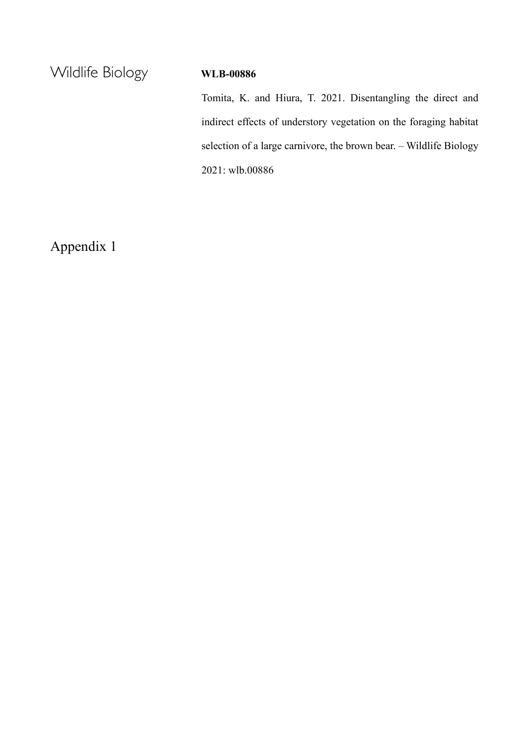Wildlife Biology

**WLB-00886**

Tomita, K. and Hiura, T. 2021. Disentangling the direct and indirect effects of understory vegetation on the foraging habitat selection of a large carnivore, the brown bear. – Wildlife Biology 2021: wlb.00886

# Appendix 1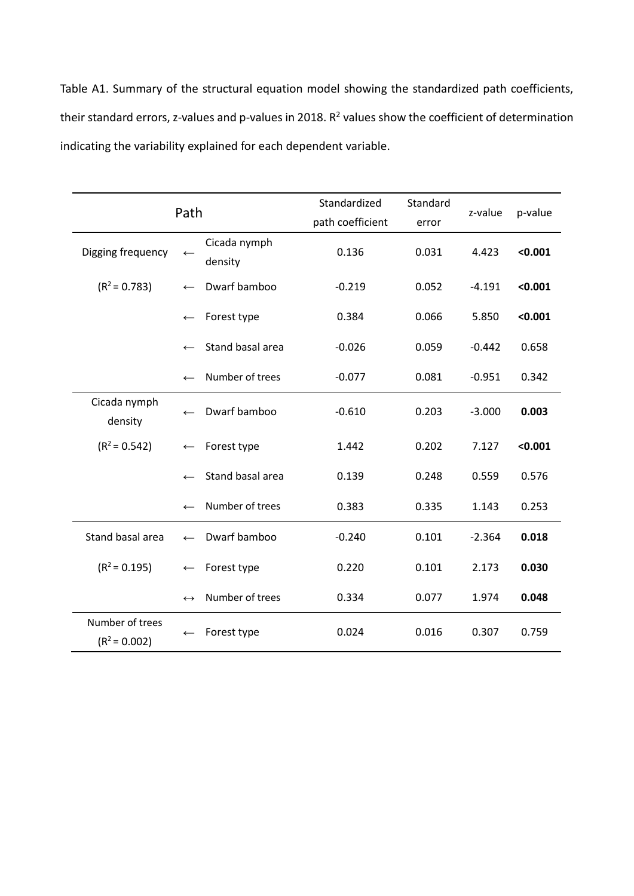Table A1. Summary of the structural equation model showing the standardized path coefficients, their standard errors, z-values and p-values in 2018. $R^2$ values show the coefficient of determination indicating the variability explained for each dependent variable.

| Path | | | Standardized path coefficient | Standard error | z-value | p-value |
|---|---|---|---|---|---|---|
| Digging frequency | ← | Cicada nymph density | 0.136 | 0.031 | 4.423 | **<0.001** |
| ($R^2$ = 0.783) | ← | Dwarf bamboo | -0.219 | 0.052 | -4.191 | **<0.001** |
| | ← | Forest type | 0.384 | 0.066 | 5.850 | **<0.001** |
| | ← | Stand basal area | -0.026 | 0.059 | -0.442 | 0.658 |
| | ← | Number of trees | -0.077 | 0.081 | -0.951 | 0.342 |
| Cicada nymph density | ← | Dwarf bamboo | -0.610 | 0.203 | -3.000 | **0.003** |
| ($R^2$ = 0.542) | ← | Forest type | 1.442 | 0.202 | 7.127 | **<0.001** |
| | ← | Stand basal area | 0.139 | 0.248 | 0.559 | 0.576 |
| | ← | Number of trees | 0.383 | 0.335 | 1.143 | 0.253 |
| Stand basal area | ← | Dwarf bamboo | -0.240 | 0.101 | -2.364 | **0.018** |
| ($R^2$ = 0.195) | ← | Forest type | 0.220 | 0.101 | 2.173 | **0.030** |
| | ↔ | Number of trees | 0.334 | 0.077 | 1.974 | **0.048** |
| Number of trees ($R^2$ = 0.002) | ← | Forest type | 0.024 | 0.016 | 0.307 | 0.759 |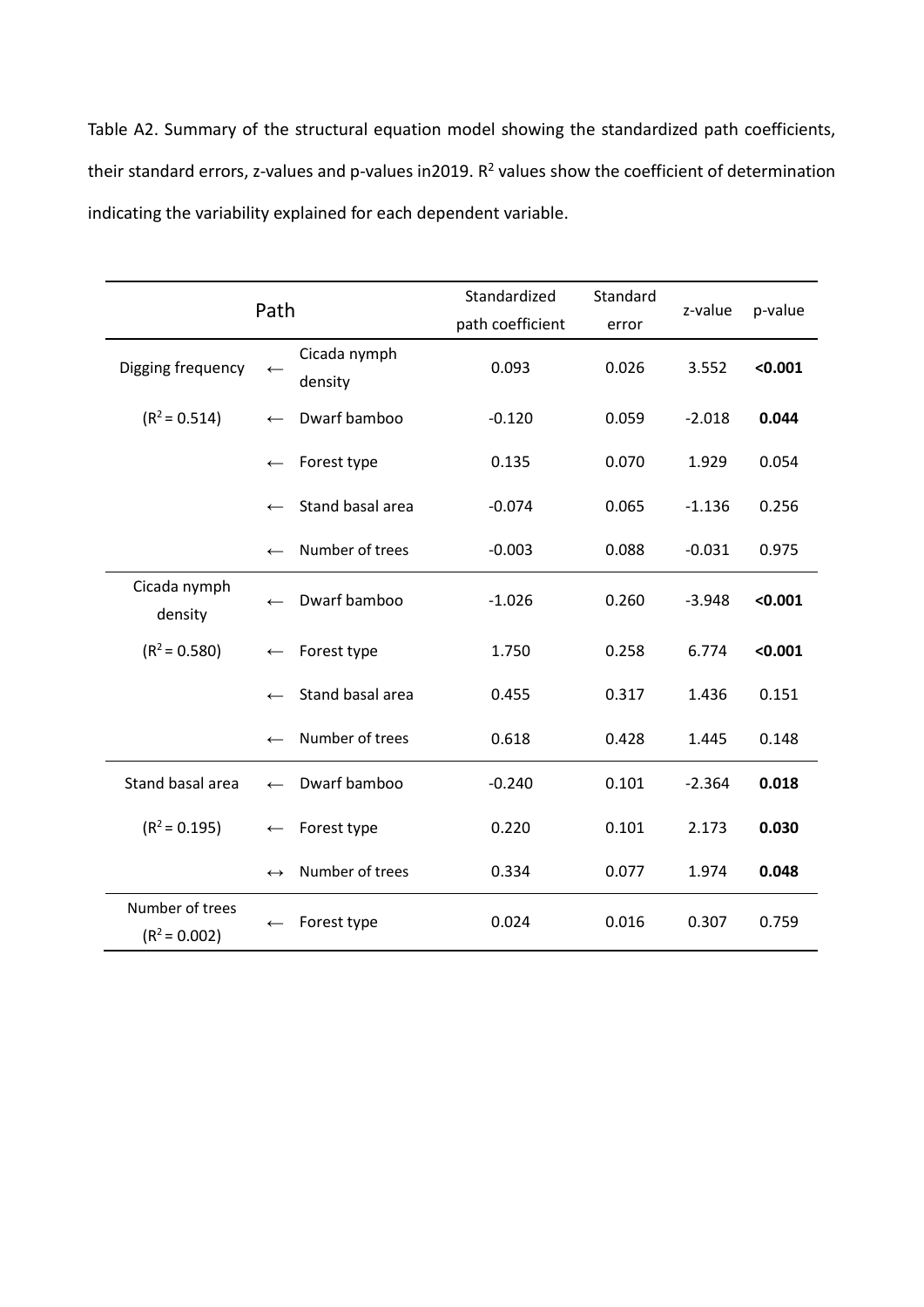Table A2. Summary of the structural equation model showing the standardized path coefficients, their standard errors, z-values and p-values in2019. $R^2$ values show the coefficient of determination indicating the variability explained for each dependent variable.

| Path | | | Standardized path coefficient | Standard error | z-value | p-value |
|---|---|---|---|---|---|---|
| Digging frequency | ← | Cicada nymph density | 0.093 | 0.026 | 3.552 | **<0.001** |
| ($R^2$ = 0.514) | ← | Dwarf bamboo | -0.120 | 0.059 | -2.018 | **0.044** |
| | ← | Forest type | 0.135 | 0.070 | 1.929 | 0.054 |
| | ← | Stand basal area | -0.074 | 0.065 | -1.136 | 0.256 |
| | ← | Number of trees | -0.003 | 0.088 | -0.031 | 0.975 |
| Cicada nymph density | ← | Dwarf bamboo | -1.026 | 0.260 | -3.948 | **<0.001** |
| ($R^2$ = 0.580) | ← | Forest type | 1.750 | 0.258 | 6.774 | **<0.001** |
| | ← | Stand basal area | 0.455 | 0.317 | 1.436 | 0.151 |
| | ← | Number of trees | 0.618 | 0.428 | 1.445 | 0.148 |
| Stand basal area | ← | Dwarf bamboo | -0.240 | 0.101 | -2.364 | **0.018** |
| ($R^2$ = 0.195) | ← | Forest type | 0.220 | 0.101 | 2.173 | **0.030** |
| | ↔ | Number of trees | 0.334 | 0.077 | 1.974 | **0.048** |
| Number of trees ($R^2$ = 0.002) | ← | Forest type | 0.024 | 0.016 | 0.307 | 0.759 |